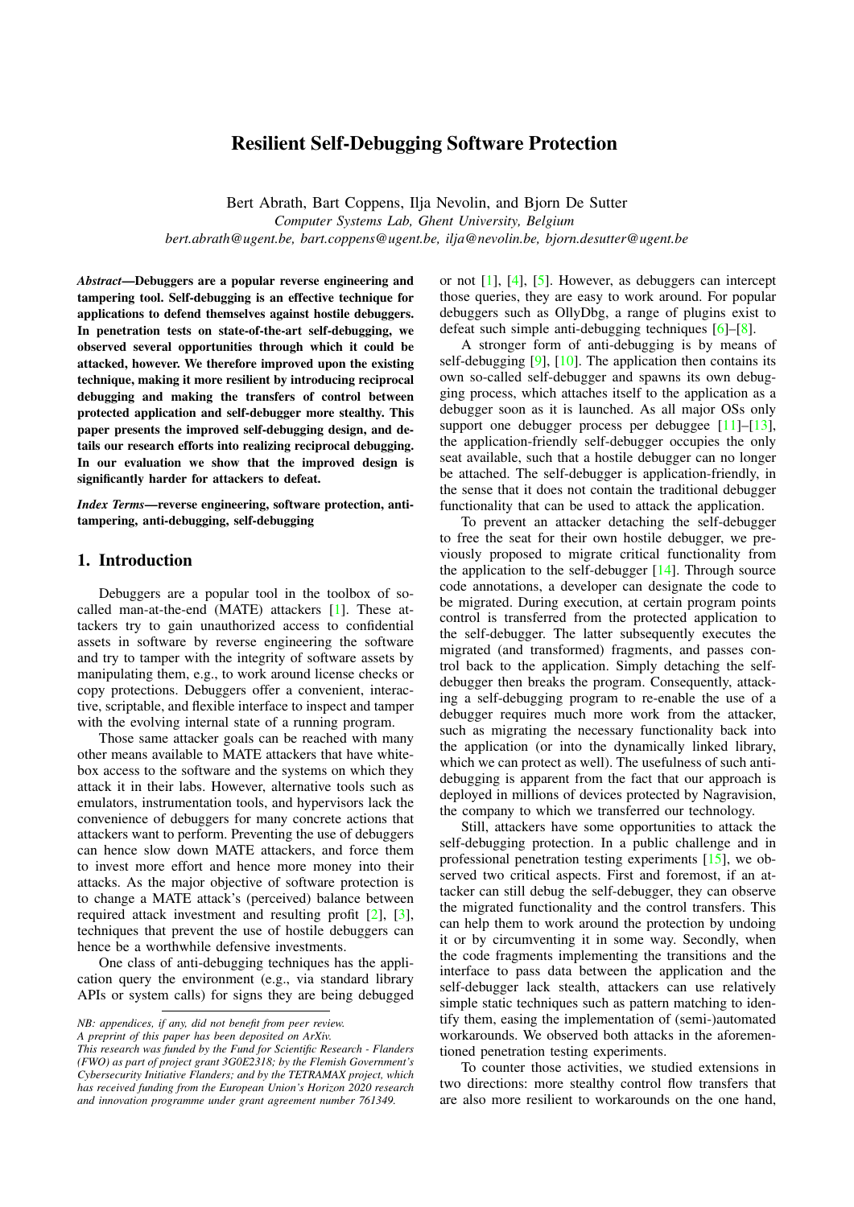# Resilient Self-Debugging Software Protection

Bert Abrath, Bart Coppens, Ilja Nevolin, and Bjorn De Sutter

*Computer Systems Lab, Ghent University, Belgium*

*bert.abrath@ugent.be, bart.coppens@ugent.be, ilja@nevolin.be, bjorn.desutter@ugent.be*

***Abstract*—Debuggers are a popular reverse engineering and tampering tool. Self-debugging is an effective technique for applications to defend themselves against hostile debuggers. In penetration tests on state-of-the-art self-debugging, we observed several opportunities through which it could be attacked, however. We therefore improved upon the existing technique, making it more resilient by introducing reciprocal debugging and making the transfers of control between protected application and self-debugger more stealthy. This paper presents the improved self-debugging design, and details our research efforts into realizing reciprocal debugging. In our evaluation we show that the improved design is significantly harder for attackers to defeat.**

***Index Terms*—reverse engineering, software protection, anti-tampering, anti-debugging, self-debugging**

## 1. Introduction

Debuggers are a popular tool in the toolbox of so-called man-at-the-end (MATE) attackers [1]. These attackers try to gain unauthorized access to confidential assets in software by reverse engineering the software and try to tamper with the integrity of software assets by manipulating them, e.g., to work around license checks or copy protections. Debuggers offer a convenient, interactive, scriptable, and flexible interface to inspect and tamper with the evolving internal state of a running program.

Those same attacker goals can be reached with many other means available to MATE attackers that have white-box access to the software and the systems on which they attack it in their labs. However, alternative tools such as emulators, instrumentation tools, and hypervisors lack the convenience of debuggers for many concrete actions that attackers want to perform. Preventing the use of debuggers can hence slow down MATE attackers, and force them to invest more effort and hence more money into their attacks. As the major objective of software protection is to change a MATE attack's (perceived) balance between required attack investment and resulting profit [2], [3], techniques that prevent the use of hostile debuggers can hence be a worthwhile defensive investments.

One class of anti-debugging techniques has the application query the environment (e.g., via standard library APIs or system calls) for signs they are being debugged or not [1], [4], [5]. However, as debuggers can intercept those queries, they are easy to work around. For popular debuggers such as OllyDbg, a range of plugins exist to defeat such simple anti-debugging techniques [6]–[8].

A stronger form of anti-debugging is by means of self-debugging [9], [10]. The application then contains its own so-called self-debugger and spawns its own debugging process, which attaches itself to the application as a debugger soon as it is launched. As all major OSs only support one debugger process per debuggee [11]–[13], the application-friendly self-debugger occupies the only seat available, such that a hostile debugger can no longer be attached. The self-debugger is application-friendly, in the sense that it does not contain the traditional debugger functionality that can be used to attack the application.

To prevent an attacker detaching the self-debugger to free the seat for their own hostile debugger, we previously proposed to migrate critical functionality from the application to the self-debugger [14]. Through source code annotations, a developer can designate the code to be migrated. During execution, at certain program points control is transferred from the protected application to the self-debugger. The latter subsequently executes the migrated (and transformed) fragments, and passes control back to the application. Simply detaching the self-debugger then breaks the program. Consequently, attacking a self-debugging program to re-enable the use of a debugger requires much more work from the attacker, such as migrating the necessary functionality back into the application (or into the dynamically linked library, which we can protect as well). The usefulness of such anti-debugging is apparent from the fact that our approach is deployed in millions of devices protected by Nagravision, the company to which we transferred our technology.

Still, attackers have some opportunities to attack the self-debugging protection. In a public challenge and in professional penetration testing experiments [15], we observed two critical aspects. First and foremost, if an attacker can still debug the self-debugger, they can observe the migrated functionality and the control transfers. This can help them to work around the protection by undoing it or by circumventing it in some way. Secondly, when the code fragments implementing the transitions and the interface to pass data between the application and the self-debugger lack stealth, attackers can use relatively simple static techniques such as pattern matching to identify them, easing the implementation of (semi-)automated workarounds. We observed both attacks in the aforementioned penetration testing experiments.

To counter those activities, we studied extensions in two directions: more stealthy control flow transfers that are also more resilient to workarounds on the one hand,

*NB: appendices, if any, did not benefit from peer review.*
*A preprint of this paper has been deposited on ArXiv.*
*This research was funded by the Fund for Scientific Research - Flanders (FWO) as part of project grant 3G0E2318; by the Flemish Government's Cybersecurity Initiative Flanders; and by the TETRAMAX project, which has received funding from the European Union's Horizon 2020 research and innovation programme under grant agreement number 761349.*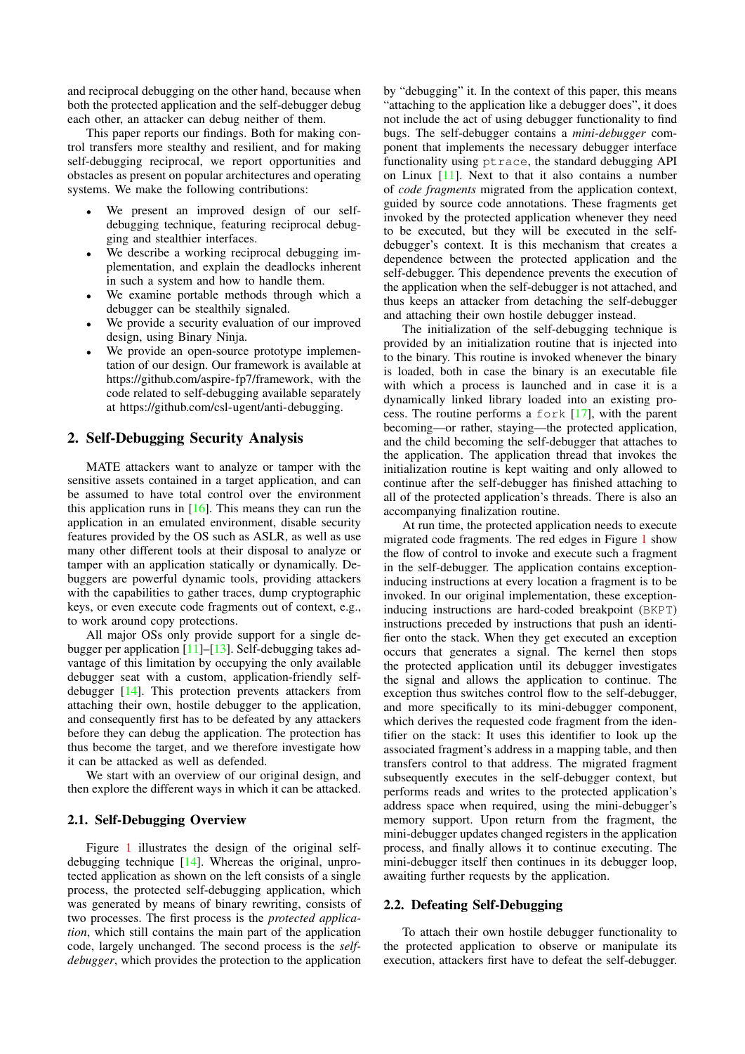and reciprocal debugging on the other hand, because when both the protected application and the self-debugger debug each other, an attacker can debug neither of them.

This paper reports our findings. Both for making control transfers more stealthy and resilient, and for making self-debugging reciprocal, we report opportunities and obstacles as present on popular architectures and operating systems. We make the following contributions:

- We present an improved design of our self-debugging technique, featuring reciprocal debugging and stealthier interfaces.
- We describe a working reciprocal debugging implementation, and explain the deadlocks inherent in such a system and how to handle them.
- We examine portable methods through which a debugger can be stealthily signaled.
- We provide a security evaluation of our improved design, using Binary Ninja.
- We provide an open-source prototype implementation of our design. Our framework is available at https://github.com/aspire-fp7/framework, with the code related to self-debugging available separately at https://github.com/csl-ugent/anti-debugging.

## 2. Self-Debugging Security Analysis

MATE attackers want to analyze or tamper with the sensitive assets contained in a target application, and can be assumed to have total control over the environment this application runs in [16]. This means they can run the application in an emulated environment, disable security features provided by the OS such as ASLR, as well as use many other different tools at their disposal to analyze or tamper with an application statically or dynamically. Debuggers are powerful dynamic tools, providing attackers with the capabilities to gather traces, dump cryptographic keys, or even execute code fragments out of context, e.g., to work around copy protections.

All major OSs only provide support for a single debugger per application [11]–[13]. Self-debugging takes advantage of this limitation by occupying the only available debugger seat with a custom, application-friendly self-debugger [14]. This protection prevents attackers from attaching their own, hostile debugger to the application, and consequently first has to be defeated by any attackers before they can debug the application. The protection has thus become the target, and we therefore investigate how it can be attacked as well as defended.

We start with an overview of our original design, and then explore the different ways in which it can be attacked.

### 2.1. Self-Debugging Overview

Figure 1 illustrates the design of the original self-debugging technique [14]. Whereas the original, unprotected application as shown on the left consists of a single process, the protected self-debugging application, which was generated by means of binary rewriting, consists of two processes. The first process is the *protected application*, which still contains the main part of the application code, largely unchanged. The second process is the *self-debugger*, which provides the protection to the application by "debugging" it. In the context of this paper, this means "attaching to the application like a debugger does", it does not include the act of using debugger functionality to find bugs. The self-debugger contains a *mini-debugger* component that implements the necessary debugger interface functionality using `ptrace`, the standard debugging API on Linux [11]. Next to that it also contains a number of *code fragments* migrated from the application context, guided by source code annotations. These fragments get invoked by the protected application whenever they need to be executed, but they will be executed in the self-debugger's context. It is this mechanism that creates a dependence between the protected application and the self-debugger. This dependence prevents the execution of the application when the self-debugger is not attached, and thus keeps an attacker from detaching the self-debugger and attaching their own hostile debugger instead.

The initialization of the self-debugging technique is provided by an initialization routine that is injected into to the binary. This routine is invoked whenever the binary is loaded, both in case the binary is an executable file with which a process is launched and in case it is a dynamically linked library loaded into an existing process. The routine performs a `fork` [17], with the parent becoming—or rather, staying—the protected application, and the child becoming the self-debugger that attaches to the application. The application thread that invokes the initialization routine is kept waiting and only allowed to continue after the self-debugger has finished attaching to all of the protected application's threads. There is also an accompanying finalization routine.

At run time, the protected application needs to execute migrated code fragments. The red edges in Figure 1 show the flow of control to invoke and execute such a fragment in the self-debugger. The application contains exception-inducing instructions at every location a fragment is to be invoked. In our original implementation, these exception-inducing instructions are hard-coded breakpoint (`BKPT`) instructions preceded by instructions that push an identifier onto the stack. When they get executed an exception occurs that generates a signal. The kernel then stops the protected application until its debugger investigates the signal and allows the application to continue. The exception thus switches control flow to the self-debugger, and more specifically to its mini-debugger component, which derives the requested code fragment from the identifier on the stack: It uses this identifier to look up the associated fragment's address in a mapping table, and then transfers control to that address. The migrated fragment subsequently executes in the self-debugger context, but performs reads and writes to the protected application's address space when required, using the mini-debugger's memory support. Upon return from the fragment, the mini-debugger updates changed registers in the application process, and finally allows it to continue executing. The mini-debugger itself then continues in its debugger loop, awaiting further requests by the application.

### 2.2. Defeating Self-Debugging

To attach their own hostile debugger functionality to the protected application to observe or manipulate its execution, attackers first have to defeat the self-debugger.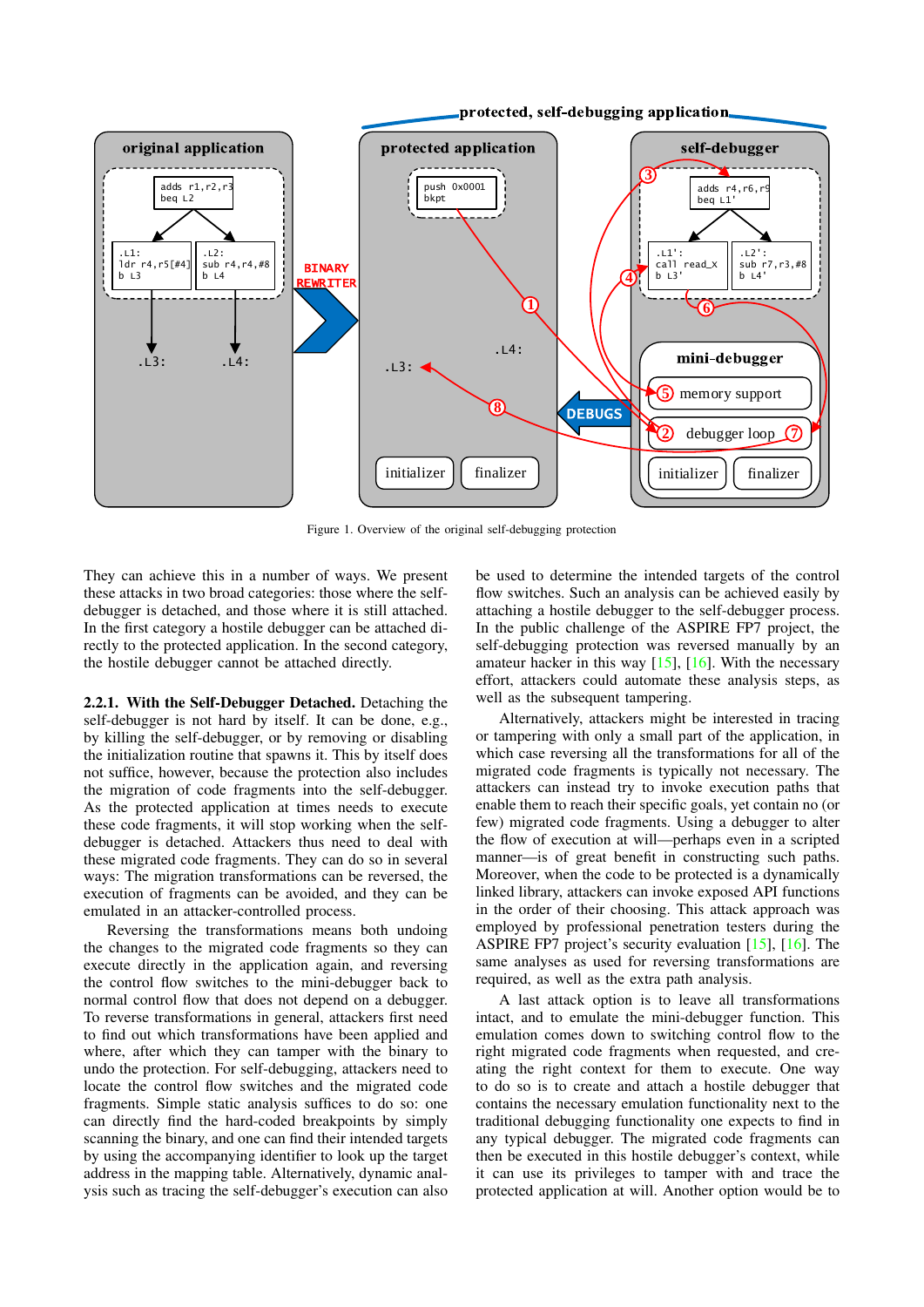Figure 1. Overview of the original self-debugging protection

They can achieve this in a number of ways. We present these attacks in two broad categories: those where the self-debugger is detached, and those where it is still attached. In the first category a hostile debugger can be attached directly to the protected application. In the second category, the hostile debugger cannot be attached directly.

**2.2.1. With the Self-Debugger Detached.** Detaching the self-debugger is not hard by itself. It can be done, e.g., by killing the self-debugger, or by removing or disabling the initialization routine that spawns it. This by itself does not suffice, however, because the protection also includes the migration of code fragments into the self-debugger. As the protected application at times needs to execute these code fragments, it will stop working when the self-debugger is detached. Attackers thus need to deal with these migrated code fragments. They can do so in several ways: The migration transformations can be reversed, the execution of fragments can be avoided, and they can be emulated in an attacker-controlled process.

Reversing the transformations means both undoing the changes to the migrated code fragments so they can execute directly in the application again, and reversing the control flow switches to the mini-debugger back to normal control flow that does not depend on a debugger. To reverse transformations in general, attackers first need to find out which transformations have been applied and where, after which they can tamper with the binary to undo the protection. For self-debugging, attackers need to locate the control flow switches and the migrated code fragments. Simple static analysis suffices to do so: one can directly find the hard-coded breakpoints by simply scanning the binary, and one can find their intended targets by using the accompanying identifier to look up the target address in the mapping table. Alternatively, dynamic analysis such as tracing the self-debugger's execution can also be used to determine the intended targets of the control flow switches. Such an analysis can be achieved easily by attaching a hostile debugger to the self-debugger process. In the public challenge of the ASPIRE FP7 project, the self-debugging protection was reversed manually by an amateur hacker in this way [15], [16]. With the necessary effort, attackers could automate these analysis steps, as well as the subsequent tampering.

Alternatively, attackers might be interested in tracing or tampering with only a small part of the application, in which case reversing all the transformations for all of the migrated code fragments is typically not necessary. The attackers can instead try to invoke execution paths that enable them to reach their specific goals, yet contain no (or few) migrated code fragments. Using a debugger to alter the flow of execution at will—perhaps even in a scripted manner—is of great benefit in constructing such paths. Moreover, when the code to be protected is a dynamically linked library, attackers can invoke exposed API functions in the order of their choosing. This attack approach was employed by professional penetration testers during the ASPIRE FP7 project's security evaluation [15], [16]. The same analyses as used for reversing transformations are required, as well as the extra path analysis.

A last attack option is to leave all transformations intact, and to emulate the mini-debugger function. This emulation comes down to switching control flow to the right migrated code fragments when requested, and creating the right context for them to execute. One way to do so is to create and attach a hostile debugger that contains the necessary emulation functionality next to the traditional debugging functionality one expects to find in any typical debugger. The migrated code fragments can then be executed in this hostile debugger's context, while it can use its privileges to tamper with and trace the protected application at will. Another option would be to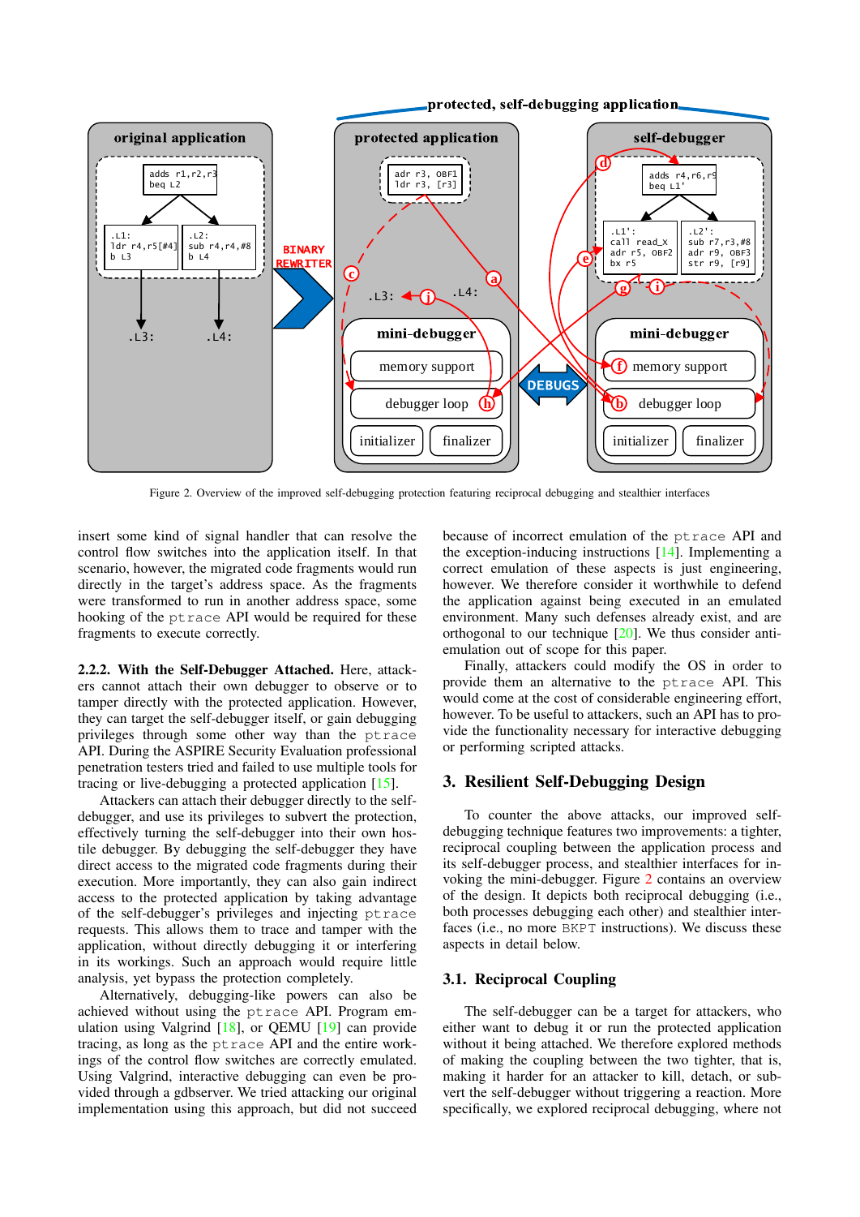Figure 2. Overview of the improved self-debugging protection featuring reciprocal debugging and stealthier interfaces

insert some kind of signal handler that can resolve the control flow switches into the application itself. In that scenario, however, the migrated code fragments would run directly in the target's address space. As the fragments were transformed to run in another address space, some hooking of the ptrace API would be required for these fragments to execute correctly.

**2.2.2. With the Self-Debugger Attached.** Here, attackers cannot attach their own debugger to observe or to tamper directly with the protected application. However, they can target the self-debugger itself, or gain debugging privileges through some other way than the ptrace API. During the ASPIRE Security Evaluation professional penetration testers tried and failed to use multiple tools for tracing or live-debugging a protected application [15].

Attackers can attach their debugger directly to the self-debugger, and use its privileges to subvert the protection, effectively turning the self-debugger into their own hostile debugger. By debugging the self-debugger they have direct access to the migrated code fragments during their execution. More importantly, they can also gain indirect access to the protected application by taking advantage of the self-debugger's privileges and injecting ptrace requests. This allows them to trace and tamper with the application, without directly debugging it or interfering in its workings. Such an approach would require little analysis, yet bypass the protection completely.

Alternatively, debugging-like powers can also be achieved without using the ptrace API. Program emulation using Valgrind [18], or QEMU [19] can provide tracing, as long as the ptrace API and the entire workings of the control flow switches are correctly emulated. Using Valgrind, interactive debugging can even be provided through a gdbserver. We tried attacking our original implementation using this approach, but did not succeed because of incorrect emulation of the ptrace API and the exception-inducing instructions [14]. Implementing a correct emulation of these aspects is just engineering, however. We therefore consider it worthwhile to defend the application against being executed in an emulated environment. Many such defenses already exist, and are orthogonal to our technique [20]. We thus consider anti-emulation out of scope for this paper.

Finally, attackers could modify the OS in order to provide them an alternative to the ptrace API. This would come at the cost of considerable engineering effort, however. To be useful to attackers, such an API has to provide the functionality necessary for interactive debugging or performing scripted attacks.

## 3. Resilient Self-Debugging Design

To counter the above attacks, our improved self-debugging technique features two improvements: a tighter, reciprocal coupling between the application process and its self-debugger process, and stealthier interfaces for invoking the mini-debugger. Figure 2 contains an overview of the design. It depicts both reciprocal debugging (i.e., both processes debugging each other) and stealthier interfaces (i.e., no more BKPT instructions). We discuss these aspects in detail below.

### 3.1. Reciprocal Coupling

The self-debugger can be a target for attackers, who either want to debug it or run the protected application without it being attached. We therefore explored methods of making the coupling between the two tighter, that is, making it harder for an attacker to kill, detach, or subvert the self-debugger without triggering a reaction. More specifically, we explored reciprocal debugging, where not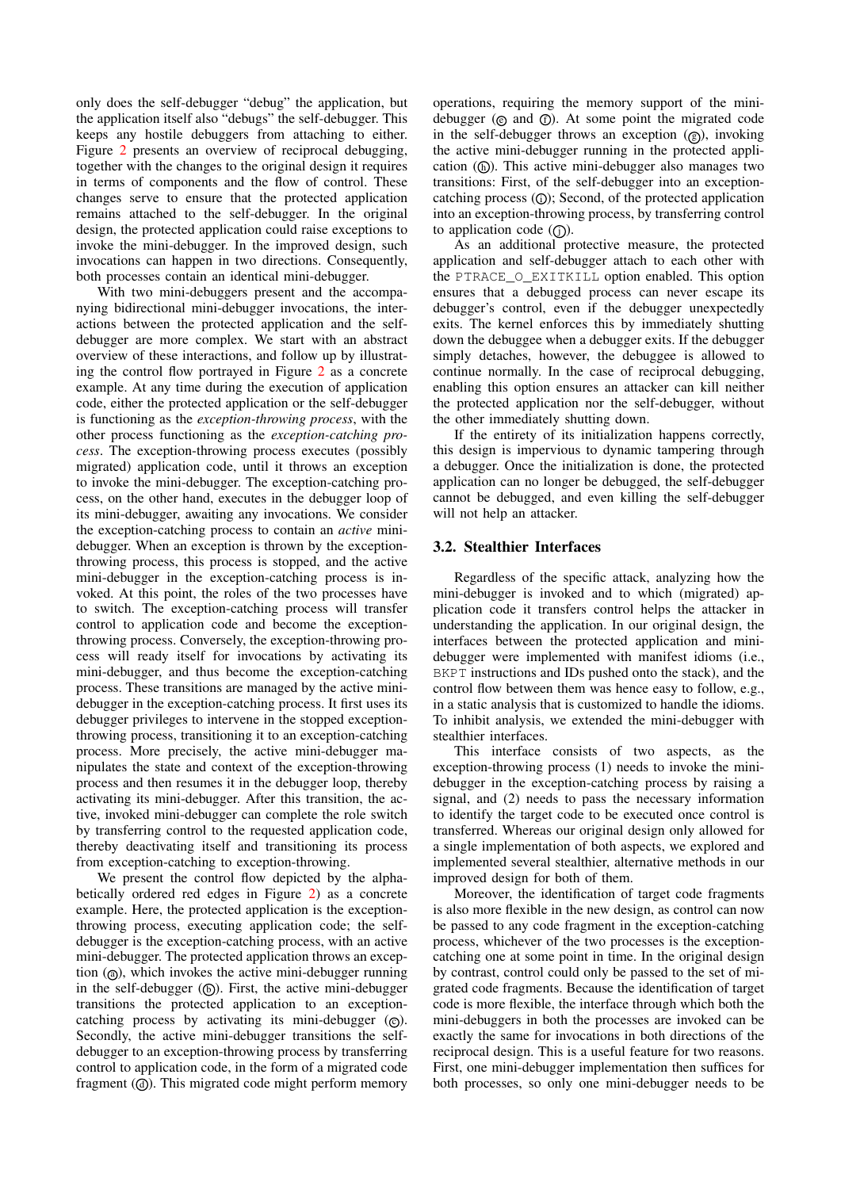only does the self-debugger "debug" the application, but the application itself also "debugs" the self-debugger. This keeps any hostile debuggers from attaching to either. Figure 2 presents an overview of reciprocal debugging, together with the changes to the original design it requires in terms of components and the flow of control. These changes serve to ensure that the protected application remains attached to the self-debugger. In the original design, the protected application could raise exceptions to invoke the mini-debugger. In the improved design, such invocations can happen in two directions. Consequently, both processes contain an identical mini-debugger.

With two mini-debuggers present and the accompanying bidirectional mini-debugger invocations, the interactions between the protected application and the self-debugger are more complex. We start with an abstract overview of these interactions, and follow up by illustrating the control flow portrayed in Figure 2 as a concrete example. At any time during the execution of application code, either the protected application or the self-debugger is functioning as the *exception-throwing process*, with the other process functioning as the *exception-catching process*. The exception-throwing process executes (possibly migrated) application code, until it throws an exception to invoke the mini-debugger. The exception-catching process, on the other hand, executes in the debugger loop of its mini-debugger, awaiting any invocations. We consider the exception-catching process to contain an *active* mini-debugger. When an exception is thrown by the exception-throwing process, this process is stopped, and the active mini-debugger in the exception-catching process is invoked. At this point, the roles of the two processes have to switch. The exception-catching process will transfer control to application code and become the exception-throwing process. Conversely, the exception-throwing process will ready itself for invocations by activating its mini-debugger, and thus become the exception-catching process. These transitions are managed by the active mini-debugger in the exception-catching process. It first uses its debugger privileges to intervene in the stopped exception-throwing process, transitioning it to an exception-catching process. More precisely, the active mini-debugger manipulates the state and context of the exception-throwing process and then resumes it in the debugger loop, thereby activating its mini-debugger. After this transition, the active, invoked mini-debugger can complete the role switch by transferring control to the requested application code, thereby deactivating itself and transitioning its process from exception-catching to exception-throwing.

We present the control flow depicted by the alphabetically ordered red edges in Figure 2) as a concrete example. Here, the protected application is the exception-throwing process, executing application code; the self-debugger is the exception-catching process, with an active mini-debugger. The protected application throws an exception (ⓐ), which invokes the active mini-debugger running in the self-debugger (ⓑ). First, the active mini-debugger transitions the protected application to an exception-catching process by activating its mini-debugger (ⓒ). Secondly, the active mini-debugger transitions the self-debugger to an exception-throwing process by transferring control to application code, in the form of a migrated code fragment (ⓓ). This migrated code might perform memory operations, requiring the memory support of the mini-debugger (ⓔ and ⓕ). At some point the migrated code in the self-debugger throws an exception (ⓖ), invoking the active mini-debugger running in the protected application (ⓗ). This active mini-debugger also manages two transitions: First, of the self-debugger into an exception-catching process (ⓘ); Second, of the protected application into an exception-throwing process, by transferring control to application code (ⓙ).

As an additional protective measure, the protected application and self-debugger attach to each other with the `PTRACE_O_EXITKILL` option enabled. This option ensures that a debugged process can never escape its debugger's control, even if the debugger unexpectedly exits. The kernel enforces this by immediately shutting down the debuggee when a debugger exits. If the debugger simply detaches, however, the debuggee is allowed to continue normally. In the case of reciprocal debugging, enabling this option ensures an attacker can kill neither the protected application nor the self-debugger, without the other immediately shutting down.

If the entirety of its initialization happens correctly, this design is impervious to dynamic tampering through a debugger. Once the initialization is done, the protected application can no longer be debugged, the self-debugger cannot be debugged, and even killing the self-debugger will not help an attacker.

### 3.2. Stealthier Interfaces

Regardless of the specific attack, analyzing how the mini-debugger is invoked and to which (migrated) application code it transfers control helps the attacker in understanding the application. In our original design, the interfaces between the protected application and mini-debugger were implemented with manifest idioms (i.e., `BKPT` instructions and IDs pushed onto the stack), and the control flow between them was hence easy to follow, e.g., in a static analysis that is customized to handle the idioms. To inhibit analysis, we extended the mini-debugger with stealthier interfaces.

This interface consists of two aspects, as the exception-throwing process (1) needs to invoke the mini-debugger in the exception-catching process by raising a signal, and (2) needs to pass the necessary information to identify the target code to be executed once control is transferred. Whereas our original design only allowed for a single implementation of both aspects, we explored and implemented several stealthier, alternative methods in our improved design for both of them.

Moreover, the identification of target code fragments is also more flexible in the new design, as control can now be passed to any code fragment in the exception-catching process, whichever of the two processes is the exception-catching one at some point in time. In the original design by contrast, control could only be passed to the set of migrated code fragments. Because the identification of target code is more flexible, the interface through which both the mini-debuggers in both the processes are invoked can be exactly the same for invocations in both directions of the reciprocal design. This is a useful feature for two reasons. First, one mini-debugger implementation then suffices for both processes, so only one mini-debugger needs to be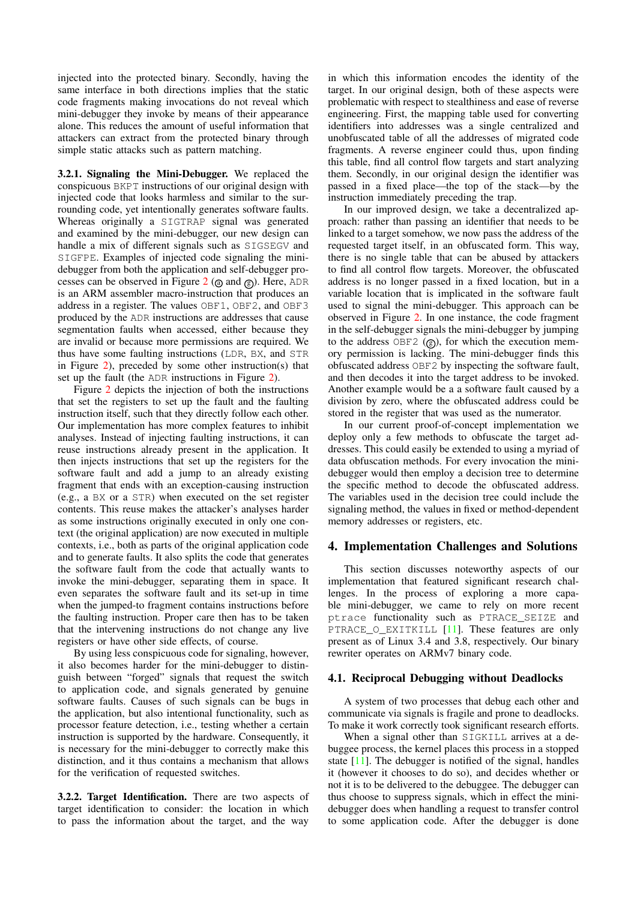injected into the protected binary. Secondly, having the same interface in both directions implies that the static code fragments making invocations do not reveal which mini-debugger they invoke by means of their appearance alone. This reduces the amount of useful information that attackers can extract from the protected binary through simple static attacks such as pattern matching.

**3.2.1. Signaling the Mini-Debugger.** We replaced the conspicuous BKPT instructions of our original design with injected code that looks harmless and similar to the surrounding code, yet intentionally generates software faults. Whereas originally a SIGTRAP signal was generated and examined by the mini-debugger, our new design can handle a mix of different signals such as SIGSEGV and SIGFPE. Examples of injected code signaling the mini-debugger from both the application and self-debugger processes can be observed in Figure 2 (ⓐ and ⓔ). Here, ADR is an ARM assembler macro-instruction that produces an address in a register. The values OBF1, OBF2, and OBF3 produced by the ADR instructions are addresses that cause segmentation faults when accessed, either because they are invalid or because more permissions are required. We thus have some faulting instructions (LDR, BX, and STR in Figure 2), preceded by some other instruction(s) that set up the fault (the ADR instructions in Figure 2).

Figure 2 depicts the injection of both the instructions that set the registers to set up the fault and the faulting instruction itself, such that they directly follow each other. Our implementation has more complex features to inhibit analyses. Instead of injecting faulting instructions, it can reuse instructions already present in the application. It then injects instructions that set up the registers for the software fault and add a jump to an already existing fragment that ends with an exception-causing instruction (e.g., a BX or a STR) when executed on the set register contents. This reuse makes the attacker's analyses harder as some instructions originally executed in only one context (the original application) are now executed in multiple contexts, i.e., both as parts of the original application code and to generate faults. It also splits the code that generates the software fault from the code that actually wants to invoke the mini-debugger, separating them in space. It even separates the software fault and its set-up in time when the jumped-to fragment contains instructions before the faulting instruction. Proper care then has to be taken that the intervening instructions do not change any live registers or have other side effects, of course.

By using less conspicuous code for signaling, however, it also becomes harder for the mini-debugger to distinguish between "forged" signals that request the switch to application code, and signals generated by genuine software faults. Causes of such signals can be bugs in the application, but also intentional functionality, such as processor feature detection, i.e., testing whether a certain instruction is supported by the hardware. Consequently, it is necessary for the mini-debugger to correctly make this distinction, and it thus contains a mechanism that allows for the verification of requested switches.

**3.2.2. Target Identification.** There are two aspects of target identification to consider: the location in which to pass the information about the target, and the way in which this information encodes the identity of the target. In our original design, both of these aspects were problematic with respect to stealthiness and ease of reverse engineering. First, the mapping table used for converting identifiers into addresses was a single centralized and unobfuscated table of all the addresses of migrated code fragments. A reverse engineer could thus, upon finding this table, find all control flow targets and start analyzing them. Secondly, in our original design the identifier was passed in a fixed place—the top of the stack—by the instruction immediately preceding the trap.

In our improved design, we take a decentralized approach: rather than passing an identifier that needs to be linked to a target somehow, we now pass the address of the requested target itself, in an obfuscated form. This way, there is no single table that can be abused by attackers to find all control flow targets. Moreover, the obfuscated address is no longer passed in a fixed location, but in a variable location that is implicated in the software fault used to signal the mini-debugger. This approach can be observed in Figure 2. In one instance, the code fragment in the self-debugger signals the mini-debugger by jumping to the address OBF2 (ⓔ), for which the execution memory permission is lacking. The mini-debugger finds this obfuscated address OBF2 by inspecting the software fault, and then decodes it into the target address to be invoked. Another example would be a a software fault caused by a division by zero, where the obfuscated address could be stored in the register that was used as the numerator.

In our current proof-of-concept implementation we deploy only a few methods to obfuscate the target addresses. This could easily be extended to using a myriad of data obfuscation methods. For every invocation the mini-debugger would then employ a decision tree to determine the specific method to decode the obfuscated address. The variables used in the decision tree could include the signaling method, the values in fixed or method-dependent memory addresses or registers, etc.

# 4. Implementation Challenges and Solutions

This section discusses noteworthy aspects of our implementation that featured significant research challenges. In the process of exploring a more capable mini-debugger, we came to rely on more recent ptrace functionality such as PTRACE_SEIZE and PTRACE_O_EXITKILL [11]. These features are only present as of Linux 3.4 and 3.8, respectively. Our binary rewriter operates on ARMv7 binary code.

## 4.1. Reciprocal Debugging without Deadlocks

A system of two processes that debug each other and communicate via signals is fragile and prone to deadlocks. To make it work correctly took significant research efforts.

When a signal other than SIGKILL arrives at a debuggee process, the kernel places this process in a stopped state [11]. The debugger is notified of the signal, handles it (however it chooses to do so), and decides whether or not it is to be delivered to the debuggee. The debugger can thus choose to suppress signals, which in effect the mini-debugger does when handling a request to transfer control to some application code. After the debugger is done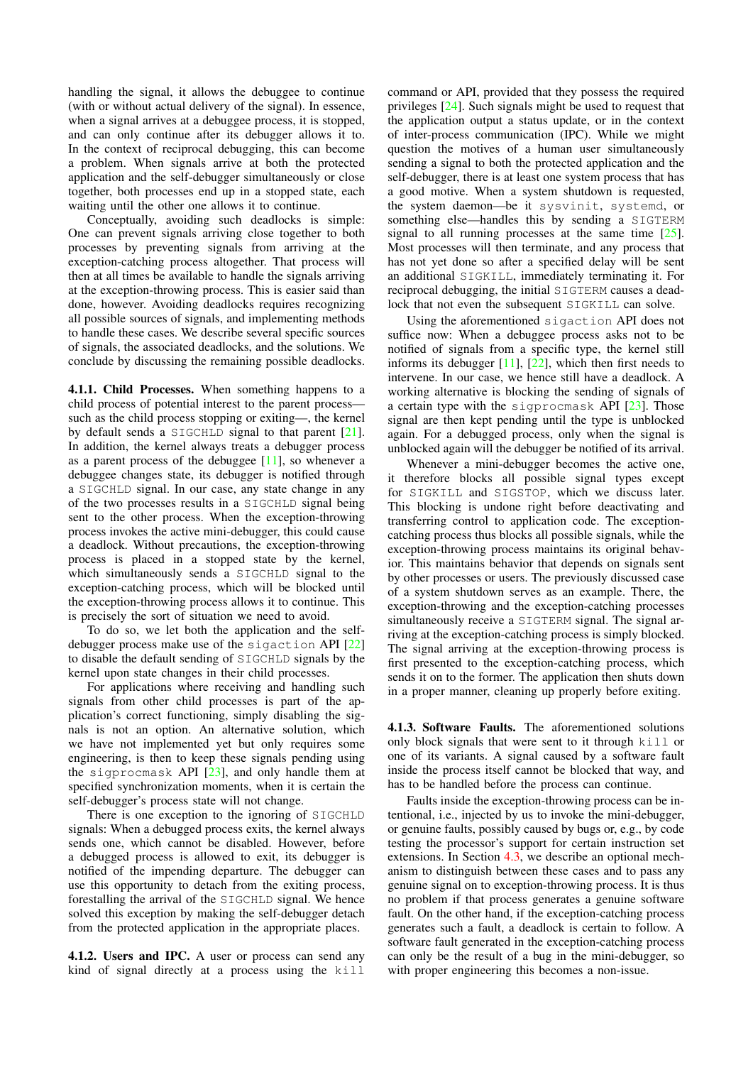handling the signal, it allows the debuggee to continue (with or without actual delivery of the signal). In essence, when a signal arrives at a debuggee process, it is stopped, and can only continue after its debugger allows it to. In the context of reciprocal debugging, this can become a problem. When signals arrive at both the protected application and the self-debugger simultaneously or close together, both processes end up in a stopped state, each waiting until the other one allows it to continue.

Conceptually, avoiding such deadlocks is simple: One can prevent signals arriving close together to both processes by preventing signals from arriving at the exception-catching process altogether. That process will then at all times be available to handle the signals arriving at the exception-throwing process. This is easier said than done, however. Avoiding deadlocks requires recognizing all possible sources of signals, and implementing methods to handle these cases. We describe several specific sources of signals, the associated deadlocks, and the solutions. We conclude by discussing the remaining possible deadlocks.

**4.1.1. Child Processes.** When something happens to a child process of potential interest to the parent process—such as the child process stopping or exiting—, the kernel by default sends a SIGCHLD signal to that parent [21]. In addition, the kernel always treats a debugger process as a parent process of the debuggee [11], so whenever a debuggee changes state, its debugger is notified through a SIGCHLD signal. In our case, any state change in any of the two processes results in a SIGCHLD signal being sent to the other process. When the exception-throwing process invokes the active mini-debugger, this could cause a deadlock. Without precautions, the exception-throwing process is placed in a stopped state by the kernel, which simultaneously sends a SIGCHLD signal to the exception-catching process, which will be blocked until the exception-throwing process allows it to continue. This is precisely the sort of situation we need to avoid.

To do so, we let both the application and the self-debugger process make use of the sigaction API [22] to disable the default sending of SIGCHLD signals by the kernel upon state changes in their child processes.

For applications where receiving and handling such signals from other child processes is part of the application's correct functioning, simply disabling the signals is not an option. An alternative solution, which we have not implemented yet but only requires some engineering, is then to keep these signals pending using the sigprocmask API [23], and only handle them at specified synchronization moments, when it is certain the self-debugger's process state will not change.

There is one exception to the ignoring of SIGCHLD signals: When a debugged process exits, the kernel always sends one, which cannot be disabled. However, before a debugged process is allowed to exit, its debugger is notified of the impending departure. The debugger can use this opportunity to detach from the exiting process, forestalling the arrival of the SIGCHLD signal. We hence solved this exception by making the self-debugger detach from the protected application in the appropriate places.

**4.1.2. Users and IPC.** A user or process can send any kind of signal directly at a process using the kill command or API, provided that they possess the required privileges [24]. Such signals might be used to request that the application output a status update, or in the context of inter-process communication (IPC). While we might question the motives of a human user simultaneously sending a signal to both the protected application and the self-debugger, there is at least one system process that has a good motive. When a system shutdown is requested, the system daemon—be it sysvinit, systemd, or something else—handles this by sending a SIGTERM signal to all running processes at the same time [25]. Most processes will then terminate, and any process that has not yet done so after a specified delay will be sent an additional SIGKILL, immediately terminating it. For reciprocal debugging, the initial SIGTERM causes a deadlock that not even the subsequent SIGKILL can solve.

Using the aforementioned sigaction API does not suffice now: When a debuggee process asks not to be notified of signals from a specific type, the kernel still informs its debugger [11], [22], which then first needs to intervene. In our case, we hence still have a deadlock. A working alternative is blocking the sending of signals of a certain type with the sigprocmask API [23]. Those signal are then kept pending until the type is unblocked again. For a debugged process, only when the signal is unblocked again will the debugger be notified of its arrival.

Whenever a mini-debugger becomes the active one, it therefore blocks all possible signal types except for SIGKILL and SIGSTOP, which we discuss later. This blocking is undone right before deactivating and transferring control to application code. The exception-catching process thus blocks all possible signals, while the exception-throwing process maintains its original behavior. This maintains behavior that depends on signals sent by other processes or users. The previously discussed case of a system shutdown serves as an example. There, the exception-throwing and the exception-catching processes simultaneously receive a SIGTERM signal. The signal arriving at the exception-catching process is simply blocked. The signal arriving at the exception-throwing process is first presented to the exception-catching process, which sends it on to the former. The application then shuts down in a proper manner, cleaning up properly before exiting.

**4.1.3. Software Faults.** The aforementioned solutions only block signals that were sent to it through kill or one of its variants. A signal caused by a software fault inside the process itself cannot be blocked that way, and has to be handled before the process can continue.

Faults inside the exception-throwing process can be intentional, i.e., injected by us to invoke the mini-debugger, or genuine faults, possibly caused by bugs or, e.g., by code testing the processor's support for certain instruction set extensions. In Section 4.3, we describe an optional mechanism to distinguish between these cases and to pass any genuine signal on to exception-throwing process. It is thus no problem if that process generates a genuine software fault. On the other hand, if the exception-catching process generates such a fault, a deadlock is certain to follow. A software fault generated in the exception-catching process can only be the result of a bug in the mini-debugger, so with proper engineering this becomes a non-issue.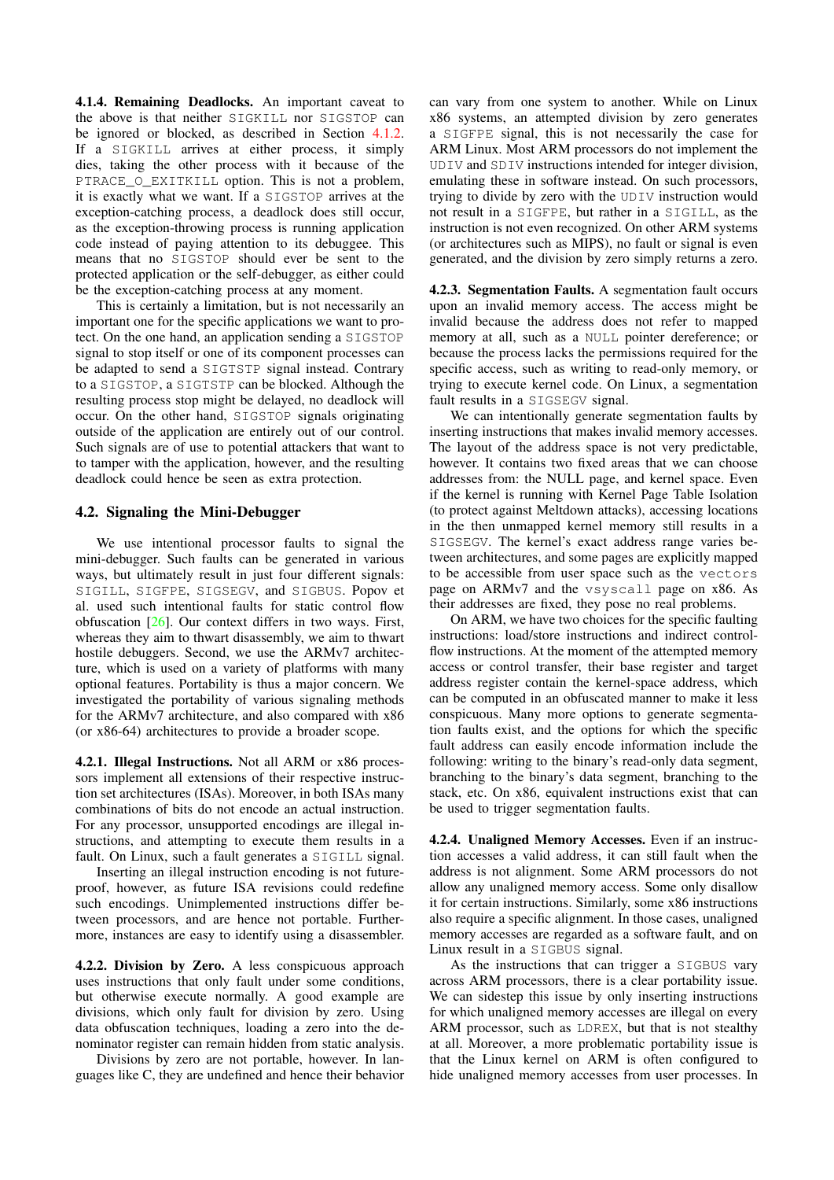**4.1.4. Remaining Deadlocks.** An important caveat to the above is that neither SIGKILL nor SIGSTOP can be ignored or blocked, as described in Section 4.1.2. If a SIGKILL arrives at either process, it simply dies, taking the other process with it because of the PTRACE_O_EXITKILL option. This is not a problem, it is exactly what we want. If a SIGSTOP arrives at the exception-catching process, a deadlock does still occur, as the exception-throwing process is running application code instead of paying attention to its debuggee. This means that no SIGSTOP should ever be sent to the protected application or the self-debugger, as either could be the exception-catching process at any moment.

This is certainly a limitation, but is not necessarily an important one for the specific applications we want to protect. On the one hand, an application sending a SIGSTOP signal to stop itself or one of its component processes can be adapted to send a SIGTSTP signal instead. Contrary to a SIGSTOP, a SIGTSTP can be blocked. Although the resulting process stop might be delayed, no deadlock will occur. On the other hand, SIGSTOP signals originating outside of the application are entirely out of our control. Such signals are of use to potential attackers that want to to tamper with the application, however, and the resulting deadlock could hence be seen as extra protection.

## 4.2. Signaling the Mini-Debugger

We use intentional processor faults to signal the mini-debugger. Such faults can be generated in various ways, but ultimately result in just four different signals: SIGILL, SIGFPE, SIGSEGV, and SIGBUS. Popov et al. used such intentional faults for static control flow obfuscation [26]. Our context differs in two ways. First, whereas they aim to thwart disassembly, we aim to thwart hostile debuggers. Second, we use the ARMv7 architecture, which is used on a variety of platforms with many optional features. Portability is thus a major concern. We investigated the portability of various signaling methods for the ARMv7 architecture, and also compared with x86 (or x86-64) architectures to provide a broader scope.

**4.2.1. Illegal Instructions.** Not all ARM or x86 processors implement all extensions of their respective instruction set architectures (ISAs). Moreover, in both ISAs many combinations of bits do not encode an actual instruction. For any processor, unsupported encodings are illegal instructions, and attempting to execute them results in a fault. On Linux, such a fault generates a SIGILL signal.

Inserting an illegal instruction encoding is not future-proof, however, as future ISA revisions could redefine such encodings. Unimplemented instructions differ between processors, and are hence not portable. Furthermore, instances are easy to identify using a disassembler.

**4.2.2. Division by Zero.** A less conspicuous approach uses instructions that only fault under some conditions, but otherwise execute normally. A good example are divisions, which only fault for division by zero. Using data obfuscation techniques, loading a zero into the denominator register can remain hidden from static analysis.

Divisions by zero are not portable, however. In languages like C, they are undefined and hence their behavior can vary from one system to another. While on Linux x86 systems, an attempted division by zero generates a SIGFPE signal, this is not necessarily the case for ARM Linux. Most ARM processors do not implement the UDIV and SDIV instructions intended for integer division, emulating these in software instead. On such processors, trying to divide by zero with the UDIV instruction would not result in a SIGFPE, but rather in a SIGILL, as the instruction is not even recognized. On other ARM systems (or architectures such as MIPS), no fault or signal is even generated, and the division by zero simply returns a zero.

**4.2.3. Segmentation Faults.** A segmentation fault occurs upon an invalid memory access. The access might be invalid because the address does not refer to mapped memory at all, such as a NULL pointer dereference; or because the process lacks the permissions required for the specific access, such as writing to read-only memory, or trying to execute kernel code. On Linux, a segmentation fault results in a SIGSEGV signal.

We can intentionally generate segmentation faults by inserting instructions that makes invalid memory accesses. The layout of the address space is not very predictable, however. It contains two fixed areas that we can choose addresses from: the NULL page, and kernel space. Even if the kernel is running with Kernel Page Table Isolation (to protect against Meltdown attacks), accessing locations in the then unmapped kernel memory still results in a SIGSEGV. The kernel's exact address range varies between architectures, and some pages are explicitly mapped to be accessible from user space such as the vectors page on ARMv7 and the vsyscall page on x86. As their addresses are fixed, they pose no real problems.

On ARM, we have two choices for the specific faulting instructions: load/store instructions and indirect control-flow instructions. At the moment of the attempted memory access or control transfer, their base register and target address register contain the kernel-space address, which can be computed in an obfuscated manner to make it less conspicuous. Many more options to generate segmentation faults exist, and the options for which the specific fault address can easily encode information include the following: writing to the binary's read-only data segment, branching to the binary's data segment, branching to the stack, etc. On x86, equivalent instructions exist that can be used to trigger segmentation faults.

**4.2.4. Unaligned Memory Accesses.** Even if an instruction accesses a valid address, it can still fault when the address is not alignment. Some ARM processors do not allow any unaligned memory access. Some only disallow it for certain instructions. Similarly, some x86 instructions also require a specific alignment. In those cases, unaligned memory accesses are regarded as a software fault, and on Linux result in a SIGBUS signal.

As the instructions that can trigger a SIGBUS vary across ARM processors, there is a clear portability issue. We can sidestep this issue by only inserting instructions for which unaligned memory accesses are illegal on every ARM processor, such as LDREX, but that is not stealthy at all. Moreover, a more problematic portability issue is that the Linux kernel on ARM is often configured to hide unaligned memory accesses from user processes. In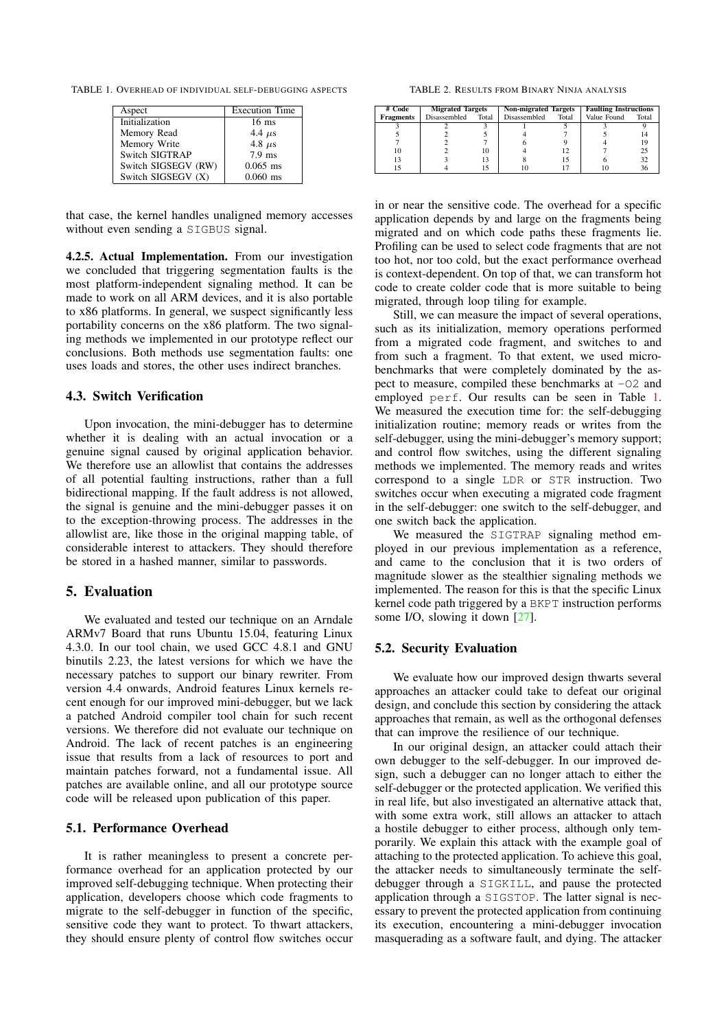TABLE 1. OVERHEAD OF INDIVIDUAL SELF-DEBUGGING ASPECTS

| Aspect | Execution Time |
|---|---|
| Initialization | 16 ms |
| Memory Read | 4.4 $\mu$s |
| Memory Write | 4.8 $\mu$s |
| Switch SIGTRAP | 7.9 ms |
| Switch SIGSEGV (RW) | 0.065 ms |
| Switch SIGSEGV (X) | 0.060 ms |

TABLE 2. RESULTS FROM BINARY NINJA ANALYSIS

| # Code Fragments | Migrated Targets | | Non-migrated Targets | | Faulting Instructions | |
|---|---|---|---|---|---|---|
| | Disassembled | Total | Disassembled | Total | Value Found | Total |
| 3 | 2 | 3 | 1 | 5 | 3 | 9 |
| 5 | 2 | 5 | 4 | 7 | 5 | 14 |
| 7 | 2 | 7 | 6 | 9 | 4 | 19 |
| 10 | 2 | 10 | 4 | 12 | 7 | 25 |
| 13 | 3 | 13 | 8 | 15 | 6 | 32 |
| 15 | 4 | 15 | 10 | 17 | 10 | 36 |

that case, the kernel handles unaligned memory accesses without even sending a SIGBUS signal.

**4.2.5. Actual Implementation.** From our investigation we concluded that triggering segmentation faults is the most platform-independent signaling method. It can be made to work on all ARM devices, and it is also portable to x86 platforms. In general, we suspect significantly less portability concerns on the x86 platform. The two signaling methods we implemented in our prototype reflect our conclusions. Both methods use segmentation faults: one uses loads and stores, the other uses indirect branches.

### 4.3. Switch Verification

Upon invocation, the mini-debugger has to determine whether it is dealing with an actual invocation or a genuine signal caused by original application behavior. We therefore use an allowlist that contains the addresses of all potential faulting instructions, rather than a full bidirectional mapping. If the fault address is not allowed, the signal is genuine and the mini-debugger passes it on to the exception-throwing process. The addresses in the allowlist are, like those in the original mapping table, of considerable interest to attackers. They should therefore be stored in a hashed manner, similar to passwords.

## 5. Evaluation

We evaluated and tested our technique on an Arndale ARMv7 Board that runs Ubuntu 15.04, featuring Linux 4.3.0. In our tool chain, we used GCC 4.8.1 and GNU binutils 2.23, the latest versions for which we have the necessary patches to support our binary rewriter. From version 4.4 onwards, Android features Linux kernels recent enough for our improved mini-debugger, but we lack a patched Android compiler tool chain for such recent versions. We therefore did not evaluate our technique on Android. The lack of recent patches is an engineering issue that results from a lack of resources to port and maintain patches forward, not a fundamental issue. All patches are available online, and all our prototype source code will be released upon publication of this paper.

### 5.1. Performance Overhead

It is rather meaningless to present a concrete performance overhead for an application protected by our improved self-debugging technique. When protecting their application, developers choose which code fragments to migrate to the self-debugger in function of the specific, sensitive code they want to protect. To thwart attackers, they should ensure plenty of control flow switches occur in or near the sensitive code. The overhead for a specific application depends by and large on the fragments being migrated and on which code paths these fragments lie. Profiling can be used to select code fragments that are not too hot, nor too cold, but the exact performance overhead is context-dependent. On top of that, we can transform hot code to create colder code that is more suitable to being migrated, through loop tiling for example.

Still, we can measure the impact of several operations, such as its initialization, memory operations performed from a migrated code fragment, and switches to and from such a fragment. To that extent, we used micro-benchmarks that were completely dominated by the aspect to measure, compiled these benchmarks at -O2 and employed perf. Our results can be seen in Table 1. We measured the execution time for: the self-debugging initialization routine; memory reads or writes from the self-debugger, using the mini-debugger's memory support; and control flow switches, using the different signaling methods we implemented. The memory reads and writes correspond to a single LDR or STR instruction. Two switches occur when executing a migrated code fragment in the self-debugger: one switch to the self-debugger, and one switch back the application.

We measured the SIGTRAP signaling method employed in our previous implementation as a reference, and came to the conclusion that it is two orders of magnitude slower as the stealthier signaling methods we implemented. The reason for this is that the specific Linux kernel code path triggered by a BKPT instruction performs some I/O, slowing it down [27].

### 5.2. Security Evaluation

We evaluate how our improved design thwarts several approaches an attacker could take to defeat our original design, and conclude this section by considering the attack approaches that remain, as well as the orthogonal defenses that can improve the resilience of our technique.

In our original design, an attacker could attach their own debugger to the self-debugger. In our improved design, such a debugger can no longer attach to either the self-debugger or the protected application. We verified this in real life, but also investigated an alternative attack that, with some extra work, still allows an attacker to attach a hostile debugger to either process, although only temporarily. We explain this attack with the example goal of attaching to the protected application. To achieve this goal, the attacker needs to simultaneously terminate the self-debugger through a SIGKILL, and pause the protected application through a SIGSTOP. The latter signal is necessary to prevent the protected application from continuing its execution, encountering a mini-debugger invocation masquerading as a software fault, and dying. The attacker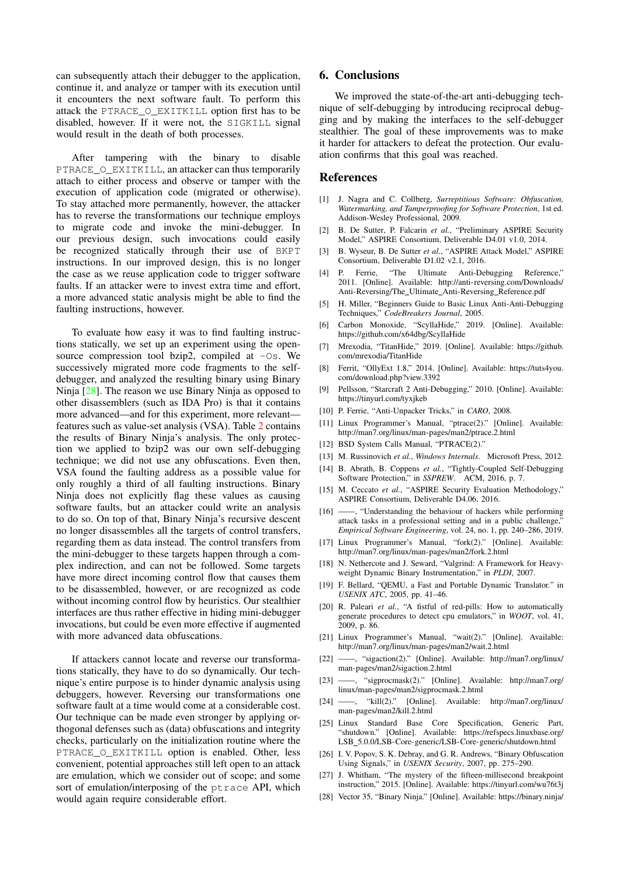can subsequently attach their debugger to the application, continue it, and analyze or tamper with its execution until it encounters the next software fault. To perform this attack the PTRACE_O_EXITKILL option first has to be disabled, however. If it were not, the SIGKILL signal would result in the death of both processes.

After tampering with the binary to disable PTRACE_O_EXITKILL, an attacker can thus temporarily attach to either process and observe or tamper with the execution of application code (migrated or otherwise). To stay attached more permanently, however, the attacker has to reverse the transformations our technique employs to migrate code and invoke the mini-debugger. In our previous design, such invocations could easily be recognized statically through their use of BKPT instructions. In our improved design, this is no longer the case as we reuse application code to trigger software faults. If an attacker were to invest extra time and effort, a more advanced static analysis might be able to find the faulting instructions, however.

To evaluate how easy it was to find faulting instructions statically, we set up an experiment using the open-source compression tool bzip2, compiled at -Os. We successively migrated more code fragments to the self-debugger, and analyzed the resulting binary using Binary Ninja [28]. The reason we use Binary Ninja as opposed to other disassemblers (such as IDA Pro) is that it contains more advanced—and for this experiment, more relevant—features such as value-set analysis (VSA). Table 2 contains the results of Binary Ninja's analysis. The only protection we applied to bzip2 was our own self-debugging technique; we did not use any obfuscations. Even then, VSA found the faulting address as a possible value for only roughly a third of all faulting instructions. Binary Ninja does not explicitly flag these values as causing software faults, but an attacker could write an analysis to do so. On top of that, Binary Ninja's recursive descent no longer disassembles all the targets of control transfers, regarding them as data instead. The control transfers from the mini-debugger to these targets happen through a complex indirection, and can not be followed. Some targets have more direct incoming control flow that causes them to be disassembled, however, or are recognized as code without incoming control flow by heuristics. Our stealthier interfaces are thus rather effective in hiding mini-debugger invocations, but could be even more effective if augmented with more advanced data obfuscations.

If attackers cannot locate and reverse our transformations statically, they have to do so dynamically. Our technique's entire purpose is to hinder dynamic analysis using debuggers, however. Reversing our transformations one software fault at a time would come at a considerable cost. Our technique can be made even stronger by applying orthogonal defenses such as (data) obfuscations and integrity checks, particularly on the initialization routine where the PTRACE_O_EXITKILL option is enabled. Other, less convenient, potential approaches still left open to an attack are emulation, which we consider out of scope; and some sort of emulation/interposing of the ptrace API, which would again require considerable effort.

## 6. Conclusions

We improved the state-of-the-art anti-debugging technique of self-debugging by introducing reciprocal debugging and by making the interfaces to the self-debugger stealthier. The goal of these improvements was to make it harder for attackers to defeat the protection. Our evaluation confirms that this goal was reached.

## References

[1] J. Nagra and C. Collberg, *Surreptitious Software: Obfuscation, Watermarking, and Tamperproofing for Software Protection*, 1st ed. Addison-Wesley Professional, 2009.

[2] B. De Sutter, P. Falcarin *et al.*, "Preliminary ASPIRE Security Model," ASPIRE Consortium, Deliverable D4.01 v1.0, 2014.

[3] B. Wyseur, B. De Sutter *et al.*, "ASPIRE Attack Model," ASPIRE Consortium, Deliverable D1.02 v2.1, 2016.

[4] P. Ferrie, "The Ultimate Anti-Debugging Reference," 2011. [Online]. Available: http://anti-reversing.com/Downloads/Anti-Reversing/The_Ultimate_Anti-Reversing_Reference.pdf

[5] H. Miller, "Beginners Guide to Basic Linux Anti-Anti-Debugging Techniques," *CodeBreakers Journal*, 2005.

[6] Carbon Monoxide, "ScyllaHide," 2019. [Online]. Available: https://github.com/x64dbg/ScyllaHide

[7] Mrexodia, "TitanHide," 2019. [Online]. Available: https://github.com/mrexodia/TitanHide

[8] Ferrit, "OllyExt 1.8," 2014. [Online]. Available: https://tuts4you.com/download.php?view.3392

[9] Pellsson, "Starcraft 2 Anti-Debugging," 2010. [Online]. Available: https://tinyurl.com/tyxjkeb

[10] P. Ferrie, "Anti-Unpacker Tricks," in *CARO*, 2008.

[11] Linux Programmer's Manual, "ptrace(2)." [Online]. Available: http://man7.org/linux/man-pages/man2/ptrace.2.html

[12] BSD System Calls Manual, "PTRACE(2)."

[13] M. Russinovich *et al.*, *Windows Internals*. Microsoft Press, 2012.

[14] B. Abrath, B. Coppens *et al.*, "Tightly-Coupled Self-Debugging Software Protection," in *SSPREW*. ACM, 2016, p. 7.

[15] M. Ceccato *et al.*, "ASPIRE Security Evaluation Methodology," ASPIRE Consortium, Deliverable D4.06, 2016.

[16] ——, "Understanding the behaviour of hackers while performing attack tasks in a professional setting and in a public challenge," *Empirical Software Engineering*, vol. 24, no. 1, pp. 240–286, 2019.

[17] Linux Programmer's Manual, "fork(2)." [Online]. Available: http://man7.org/linux/man-pages/man2/fork.2.html

[18] N. Nethercote and J. Seward, "Valgrind: A Framework for Heavyweight Dynamic Binary Instrumentation," in *PLDI*, 2007.

[19] F. Bellard, "QEMU, a Fast and Portable Dynamic Translator." in *USENIX ATC*, 2005, pp. 41–46.

[20] R. Paleari *et al.*, "A fistful of red-pills: How to automatically generate procedures to detect cpu emulators," in *WOOT*, vol. 41, 2009, p. 86.

[21] Linux Programmer's Manual, "wait(2)." [Online]. Available: http://man7.org/linux/man-pages/man2/wait.2.html

[22] ——, "sigaction(2)." [Online]. Available: http://man7.org/linux/man-pages/man2/sigaction.2.html

[23] ——, "sigprocmask(2)." [Online]. Available: http://man7.org/linux/man-pages/man2/sigprocmask.2.html

[24] ——, "kill(2)." [Online]. Available: http://man7.org/linux/man-pages/man2/kill.2.html

[25] Linux Standard Base Core Specification, Generic Part, "shutdown." [Online]. Available: https://refspecs.linuxbase.org/LSB_5.0.0/LSB-Core-generic/LSB-Core-generic/shutdown.html

[26] I. V. Popov, S. K. Debray, and G. R. Andrews, "Binary Obfuscation Using Signals," in *USENIX Security*, 2007, pp. 275–290.

[27] J. Whitham, "The mystery of the fifteen-millisecond breakpoint instruction," 2015. [Online]. Available: https://tinyurl.com/wu76t3j

[28] Vector 35, "Binary Ninja." [Online]. Available: https://binary.ninja/